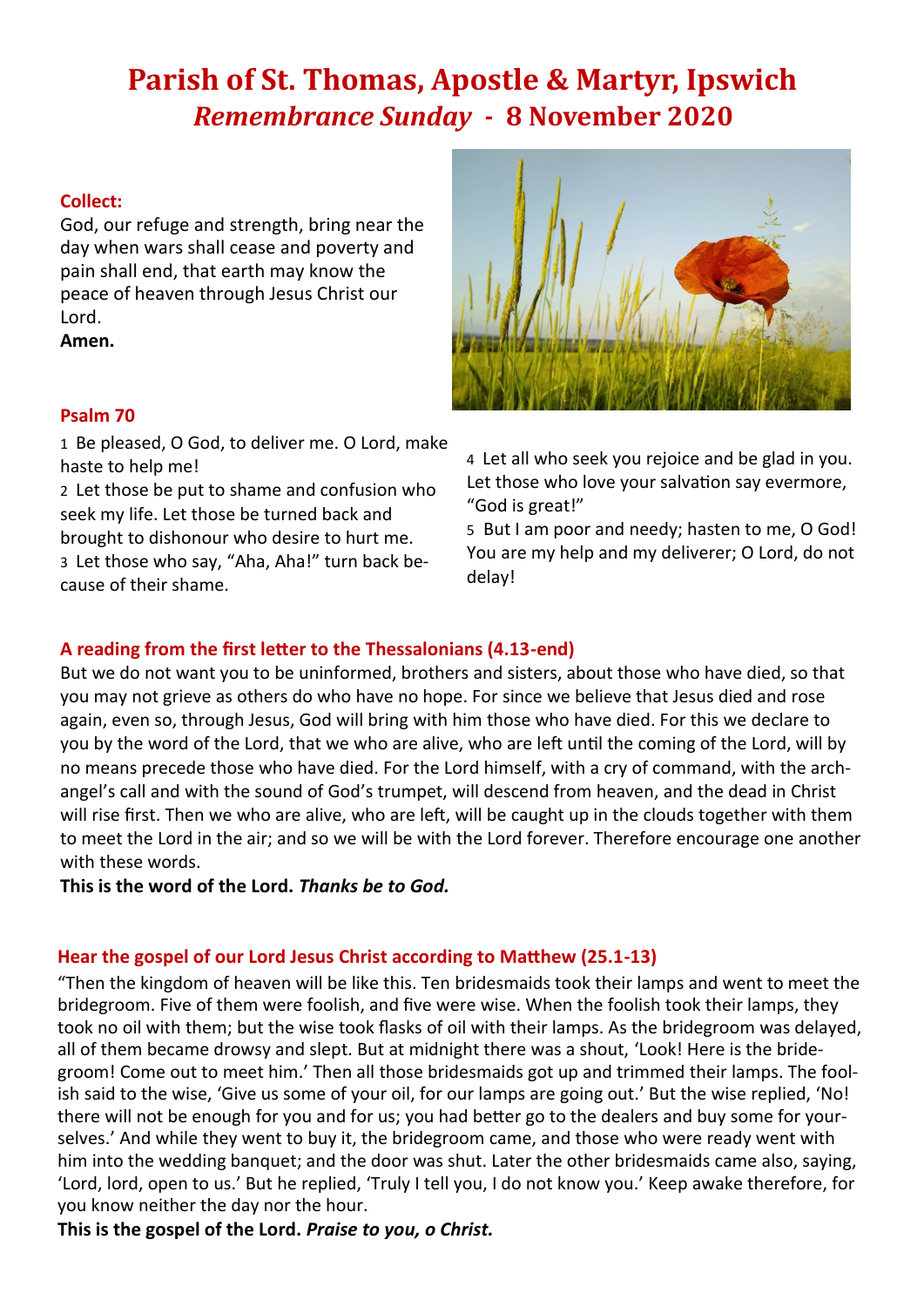# Parish of St. Thomas, Apostle & Martyr, Ipswich

## *Remembrance Sunday* - 8 November 2020

**Collect:**

God, our refuge and strength, bring near the day when wars shall cease and poverty and pain shall end, that earth may know the peace of heaven through Jesus Christ our Lord.

**Amen.**

**Psalm 70**

1 Be pleased, O God, to deliver me. O Lord, make haste to help me!

2 Let those be put to shame and confusion who seek my life. Let those be turned back and brought to dishonour who desire to hurt me.

3 Let those who say, "Aha, Aha!" turn back because of their shame.

4 Let all who seek you rejoice and be glad in you. Let those who love your salvation say evermore, "God is great!"

5 But I am poor and needy; hasten to me, O God! You are my help and my deliverer; O Lord, do not delay!

**A reading from the first letter to the Thessalonians (4.13-end)**

But we do not want you to be uninformed, brothers and sisters, about those who have died, so that you may not grieve as others do who have no hope. For since we believe that Jesus died and rose again, even so, through Jesus, God will bring with him those who have died. For this we declare to you by the word of the Lord, that we who are alive, who are left until the coming of the Lord, will by no means precede those who have died. For the Lord himself, with a cry of command, with the archangel's call and with the sound of God's trumpet, will descend from heaven, and the dead in Christ will rise first. Then we who are alive, who are left, will be caught up in the clouds together with them to meet the Lord in the air; and so we will be with the Lord forever. Therefore encourage one another with these words.

**This is the word of the Lord.** ***Thanks be to God.***

**Hear the gospel of our Lord Jesus Christ according to Matthew (25.1-13)**

"Then the kingdom of heaven will be like this. Ten bridesmaids took their lamps and went to meet the bridegroom. Five of them were foolish, and five were wise. When the foolish took their lamps, they took no oil with them; but the wise took flasks of oil with their lamps. As the bridegroom was delayed, all of them became drowsy and slept. But at midnight there was a shout, 'Look! Here is the bridegroom! Come out to meet him.' Then all those bridesmaids got up and trimmed their lamps. The foolish said to the wise, 'Give us some of your oil, for our lamps are going out.' But the wise replied, 'No! there will not be enough for you and for us; you had better go to the dealers and buy some for yourselves.' And while they went to buy it, the bridegroom came, and those who were ready went with him into the wedding banquet; and the door was shut. Later the other bridesmaids came also, saying, 'Lord, lord, open to us.' But he replied, 'Truly I tell you, I do not know you.' Keep awake therefore, for you know neither the day nor the hour.

**This is the gospel of the Lord.** ***Praise to you, o Christ.***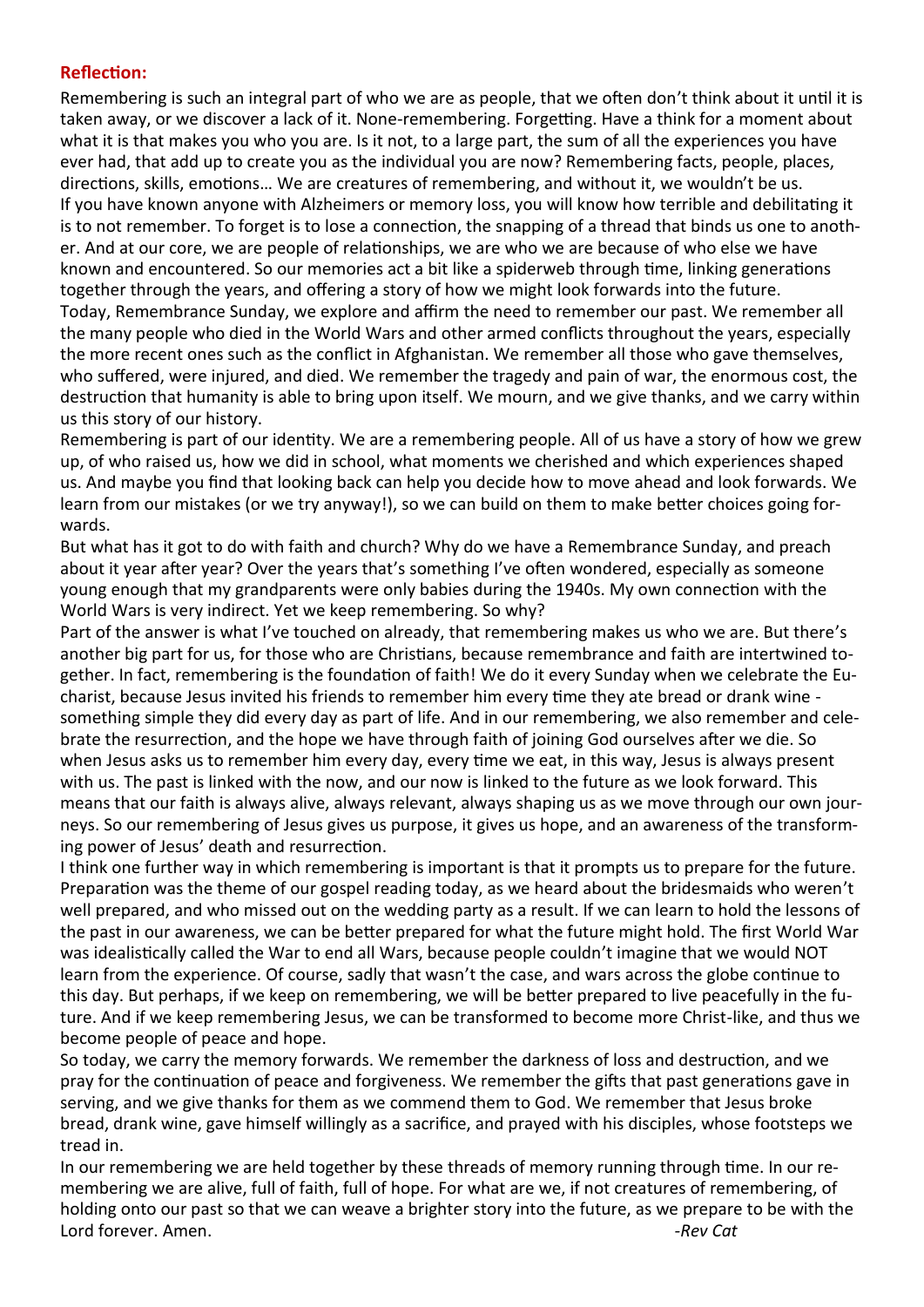**Reflection:**

Remembering is such an integral part of who we are as people, that we often don't think about it until it is taken away, or we discover a lack of it. None-remembering. Forgetting. Have a think for a moment about what it is that makes you who you are. Is it not, to a large part, the sum of all the experiences you have ever had, that add up to create you as the individual you are now? Remembering facts, people, places, directions, skills, emotions… We are creatures of remembering, and without it, we wouldn't be us.

If you have known anyone with Alzheimers or memory loss, you will know how terrible and debilitating it is to not remember. To forget is to lose a connection, the snapping of a thread that binds us one to another. And at our core, we are people of relationships, we are who we are because of who else we have known and encountered. So our memories act a bit like a spiderweb through time, linking generations together through the years, and offering a story of how we might look forwards into the future.

Today, Remembrance Sunday, we explore and affirm the need to remember our past. We remember all the many people who died in the World Wars and other armed conflicts throughout the years, especially the more recent ones such as the conflict in Afghanistan. We remember all those who gave themselves, who suffered, were injured, and died. We remember the tragedy and pain of war, the enormous cost, the destruction that humanity is able to bring upon itself. We mourn, and we give thanks, and we carry within us this story of our history.

Remembering is part of our identity. We are a remembering people. All of us have a story of how we grew up, of who raised us, how we did in school, what moments we cherished and which experiences shaped us. And maybe you find that looking back can help you decide how to move ahead and look forwards. We learn from our mistakes (or we try anyway!), so we can build on them to make better choices going forwards.

But what has it got to do with faith and church? Why do we have a Remembrance Sunday, and preach about it year after year? Over the years that's something I've often wondered, especially as someone young enough that my grandparents were only babies during the 1940s. My own connection with the World Wars is very indirect. Yet we keep remembering. So why?

Part of the answer is what I've touched on already, that remembering makes us who we are. But there's another big part for us, for those who are Christians, because remembrance and faith are intertwined together. In fact, remembering is the foundation of faith! We do it every Sunday when we celebrate the Eucharist, because Jesus invited his friends to remember him every time they ate bread or drank wine - something simple they did every day as part of life. And in our remembering, we also remember and celebrate the resurrection, and the hope we have through faith of joining God ourselves after we die. So when Jesus asks us to remember him every day, every time we eat, in this way, Jesus is always present with us. The past is linked with the now, and our now is linked to the future as we look forward. This means that our faith is always alive, always relevant, always shaping us as we move through our own journeys. So our remembering of Jesus gives us purpose, it gives us hope, and an awareness of the transforming power of Jesus' death and resurrection.

I think one further way in which remembering is important is that it prompts us to prepare for the future. Preparation was the theme of our gospel reading today, as we heard about the bridesmaids who weren't well prepared, and who missed out on the wedding party as a result. If we can learn to hold the lessons of the past in our awareness, we can be better prepared for what the future might hold. The first World War was idealistically called the War to end all Wars, because people couldn't imagine that we would NOT learn from the experience. Of course, sadly that wasn't the case, and wars across the globe continue to this day. But perhaps, if we keep on remembering, we will be better prepared to live peacefully in the future. And if we keep remembering Jesus, we can be transformed to become more Christ-like, and thus we become people of peace and hope.

So today, we carry the memory forwards. We remember the darkness of loss and destruction, and we pray for the continuation of peace and forgiveness. We remember the gifts that past generations gave in serving, and we give thanks for them as we commend them to God. We remember that Jesus broke bread, drank wine, gave himself willingly as a sacrifice, and prayed with his disciples, whose footsteps we tread in.

In our remembering we are held together by these threads of memory running through time. In our remembering we are alive, full of faith, full of hope. For what are we, if not creatures of remembering, of holding onto our past so that we can weave a brighter story into the future, as we prepare to be with the Lord forever. Amen.

*-Rev Cat*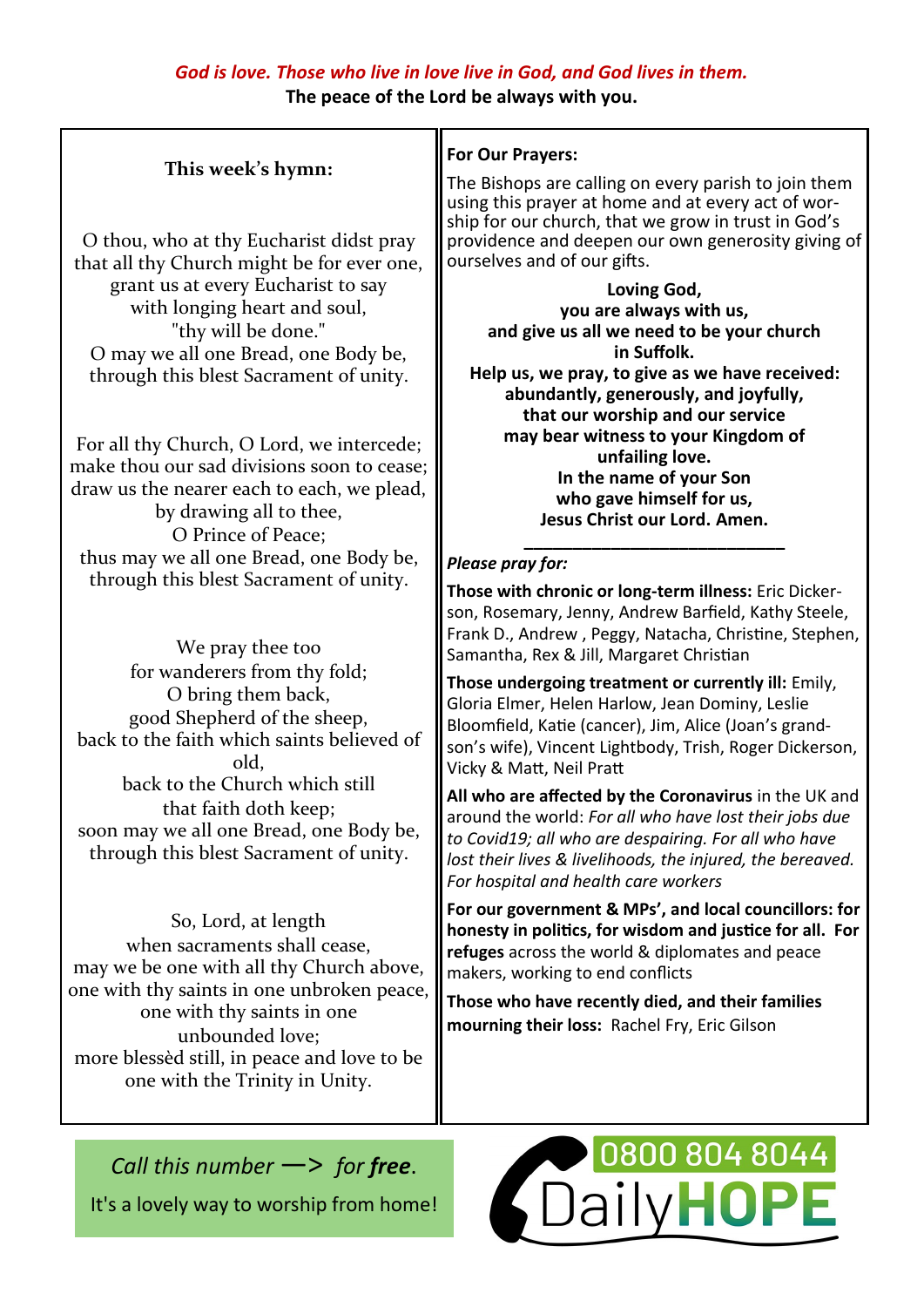*God is love. Those who live in love live in God, and God lives in them.*

**The peace of the Lord be always with you.**

### This week's hymn:

O thou, who at thy Eucharist didst pray
that all thy Church might be for ever one,
grant us at every Eucharist to say
with longing heart and soul,
"thy will be done."
O may we all one Bread, one Body be,
through this blest Sacrament of unity.

For all thy Church, O Lord, we intercede;
make thou our sad divisions soon to cease;
draw us the nearer each to each, we plead,
by drawing all to thee,
O Prince of Peace;
thus may we all one Bread, one Body be,
through this blest Sacrament of unity.

We pray thee too
for wanderers from thy fold;
O bring them back,
good Shepherd of the sheep,
back to the faith which saints believed of old,
back to the Church which still
that faith doth keep;
soon may we all one Bread, one Body be,
through this blest Sacrament of unity.

So, Lord, at length
when sacraments shall cease,
may we be one with all thy Church above,
one with thy saints in one unbroken peace,
one with thy saints in one
unbounded love;
more blessèd still, in peace and love to be
one with the Trinity in Unity.

### For Our Prayers:

The Bishops are calling on every parish to join them using this prayer at home and at every act of worship for our church, that we grow in trust in God's providence and deepen our own generosity giving of ourselves and of our gifts.

**Loving God,
you are always with us,
and give us all we need to be your church
in Suffolk.
Help us, we pray, to give as we have received:
abundantly, generously, and joyfully,
that our worship and our service
may bear witness to your Kingdom of
unfailing love.
In the name of your Son
who gave himself for us,
Jesus Christ our Lord. Amen.**

---

***Please pray for:***

**Those with chronic or long-term illness:** Eric Dickerson, Rosemary, Jenny, Andrew Barfield, Kathy Steele, Frank D., Andrew , Peggy, Natacha, Christine, Stephen, Samantha, Rex & Jill, Margaret Christian

**Those undergoing treatment or currently ill:** Emily, Gloria Elmer, Helen Harlow, Jean Dominy, Leslie Bloomfield, Katie (cancer), Jim, Alice (Joan's grandson's wife), Vincent Lightbody, Trish, Roger Dickerson, Vicky & Matt, Neil Pratt

**All who are affected by the Coronavirus** in the UK and around the world: *For all who have lost their jobs due to Covid19; all who are despairing. For all who have lost their lives & livelihoods, the injured, the bereaved. For hospital and health care workers*

**For our government & MPs', and local councillors: for honesty in politics, for wisdom and justice for all. For refuges** across the world & diplomates and peace makers, working to end conflicts

**Those who have recently died, and their families mourning their loss:** Rachel Fry, Eric Gilson

*Call this number —> for* ***free****.*

It's a lovely way to worship from home!

0800 804 8044 Daily**HOPE**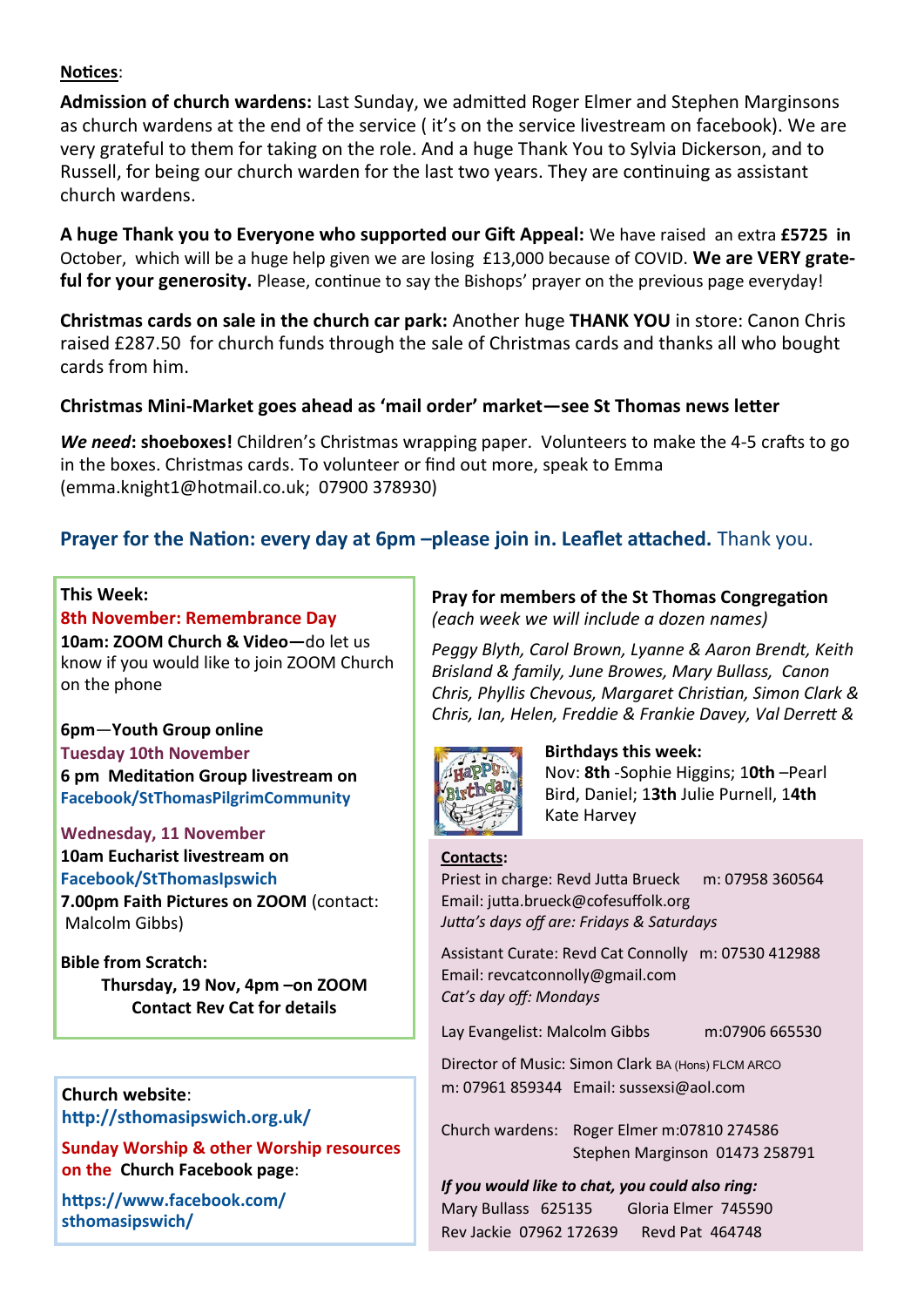**Notices**:

**Admission of church wardens:** Last Sunday, we admitted Roger Elmer and Stephen Marginsons as church wardens at the end of the service ( it's on the service livestream on facebook). We are very grateful to them for taking on the role. And a huge Thank You to Sylvia Dickerson, and to Russell, for being our church warden for the last two years. They are continuing as assistant church wardens.

**A huge Thank you to Everyone who supported our Gift Appeal:** We have raised an extra **£5725 in** October, which will be a huge help given we are losing £13,000 because of COVID. **We are VERY grateful for your generosity.** Please, continue to say the Bishops' prayer on the previous page everyday!

**Christmas cards on sale in the church car park:** Another huge **THANK YOU** in store: Canon Chris raised £287.50 for church funds through the sale of Christmas cards and thanks all who bought cards from him.

**Christmas Mini-Market goes ahead as 'mail order' market—see St Thomas news letter**

***We need*: shoeboxes!** Children's Christmas wrapping paper. Volunteers to make the 4-5 crafts to go in the boxes. Christmas cards. To volunteer or find out more, speak to Emma (emma.knight1@hotmail.co.uk; 07900 378930)

**Prayer for the Nation: every day at 6pm –please join in. Leaflet attached.** Thank you.

**This Week:**

**8th November: Remembrance Day**

**10am: ZOOM Church & Video—**do let us know if you would like to join ZOOM Church on the phone

**6pm**—**Youth Group online**

**Tuesday 10th November**

**6 pm Meditation Group livestream on Facebook/StThomasPilgrimCommunity**

**Wednesday, 11 November**

**10am Eucharist livestream on Facebook/StThomasIpswich**

**7.00pm Faith Pictures on ZOOM** (contact: Malcolm Gibbs)

**Bible from Scratch:**

**Thursday, 19 Nov, 4pm –on ZOOM**

**Contact Rev Cat for details**

**Church website**:

**http://sthomasipswich.org.uk/**

**Sunday Worship & other Worship resources on the Church Facebook page**:

**https://www.facebook.com/sthomasipswich/**

**Pray for members of the St Thomas Congregation**

*(each week we will include a dozen names)*

*Peggy Blyth, Carol Brown, Lyanne & Aaron Brendt, Keith Brisland & family, June Browes, Mary Bullass, Canon Chris, Phyllis Chevous, Margaret Christian, Simon Clark & Chris, Ian, Helen, Freddie & Frankie Davey, Val Derrett &*

**Birthdays this week:**

Nov: **8th** -Sophie Higgins; 1**0th** –Pearl Bird, Daniel; 1**3th** Julie Purnell, 1**4th** Kate Harvey

**Contacts:**

Priest in charge: Revd Jutta Brueck m: 07958 360564
Email: jutta.brueck@cofesuffolk.org
*Jutta's days off are: Fridays & Saturdays*

Assistant Curate: Revd Cat Connolly m: 07530 412988
Email: revcatconnolly@gmail.com
*Cat's day off: Mondays*

Lay Evangelist: Malcolm Gibbs m:07906 665530

Director of Music: Simon Clark BA (Hons) FLCM ARCO
m: 07961 859344 Email: sussexsi@aol.com

Church wardens: Roger Elmer m:07810 274586
Stephen Marginson 01473 258791

***If you would like to chat, you could also ring:***
Mary Bullass 625135 Gloria Elmer 745590
Rev Jackie 07962 172639 Revd Pat 464748